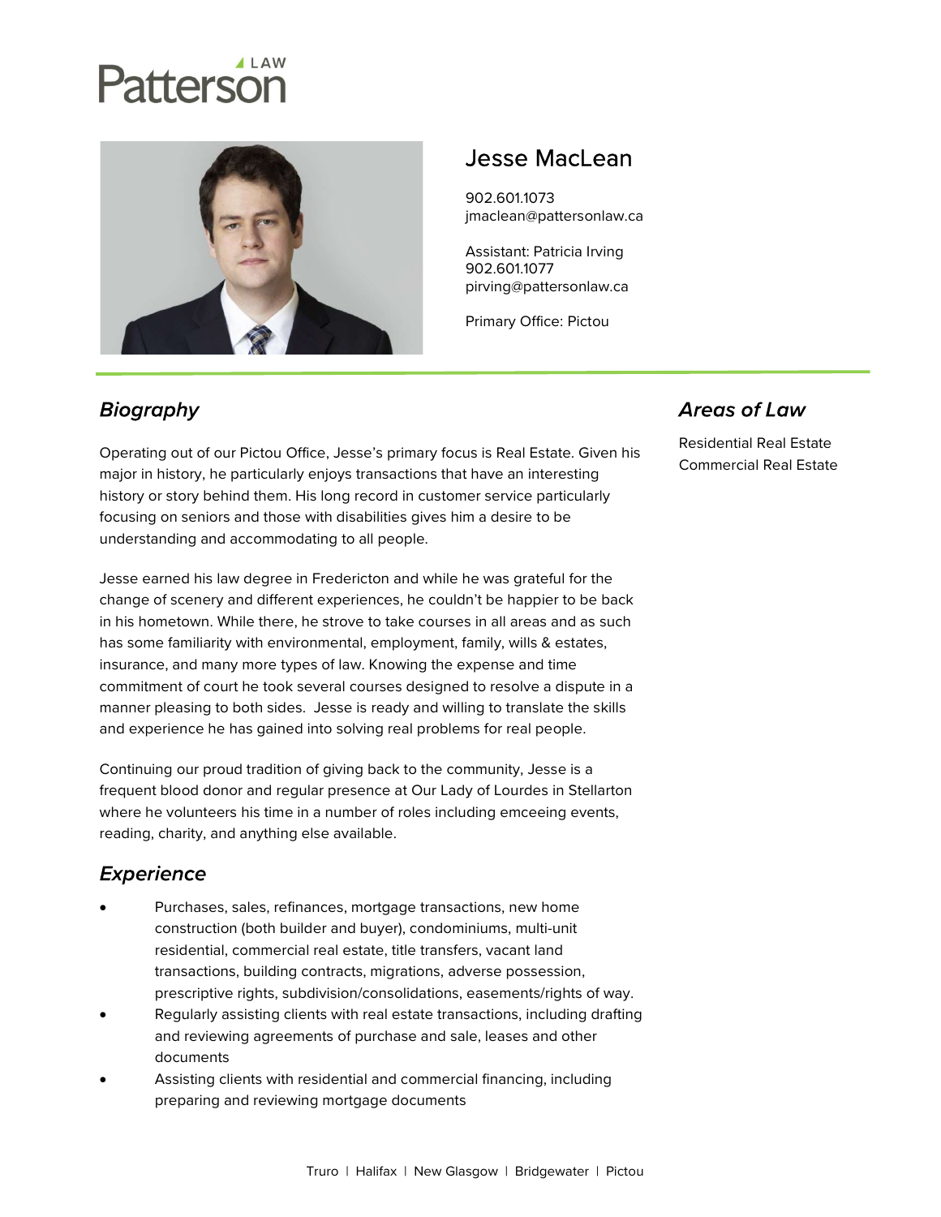Patterson LAW

# Jesse MacLean

902.601.1073
jmaclean@pattersonlaw.ca

Assistant: Patricia Irving
902.601.1077
pirving@pattersonlaw.ca

Primary Office: Pictou

## *Biography*

Operating out of our Pictou Office, Jesse's primary focus is Real Estate. Given his major in history, he particularly enjoys transactions that have an interesting history or story behind them. His long record in customer service particularly focusing on seniors and those with disabilities gives him a desire to be understanding and accommodating to all people.

Jesse earned his law degree in Fredericton and while he was grateful for the change of scenery and different experiences, he couldn't be happier to be back in his hometown. While there, he strove to take courses in all areas and as such has some familiarity with environmental, employment, family, wills & estates, insurance, and many more types of law. Knowing the expense and time commitment of court he took several courses designed to resolve a dispute in a manner pleasing to both sides. Jesse is ready and willing to translate the skills and experience he has gained into solving real problems for real people.

Continuing our proud tradition of giving back to the community, Jesse is a frequent blood donor and regular presence at Our Lady of Lourdes in Stellarton where he volunteers his time in a number of roles including emceeing events, reading, charity, and anything else available.

## *Experience*

- Purchases, sales, refinances, mortgage transactions, new home construction (both builder and buyer), condominiums, multi-unit residential, commercial real estate, title transfers, vacant land transactions, building contracts, migrations, adverse possession, prescriptive rights, subdivision/consolidations, easements/rights of way.
- Regularly assisting clients with real estate transactions, including drafting and reviewing agreements of purchase and sale, leases and other documents
- Assisting clients with residential and commercial financing, including preparing and reviewing mortgage documents

## *Areas of Law*

Residential Real Estate
Commercial Real Estate

Truro | Halifax | New Glasgow | Bridgewater | Pictou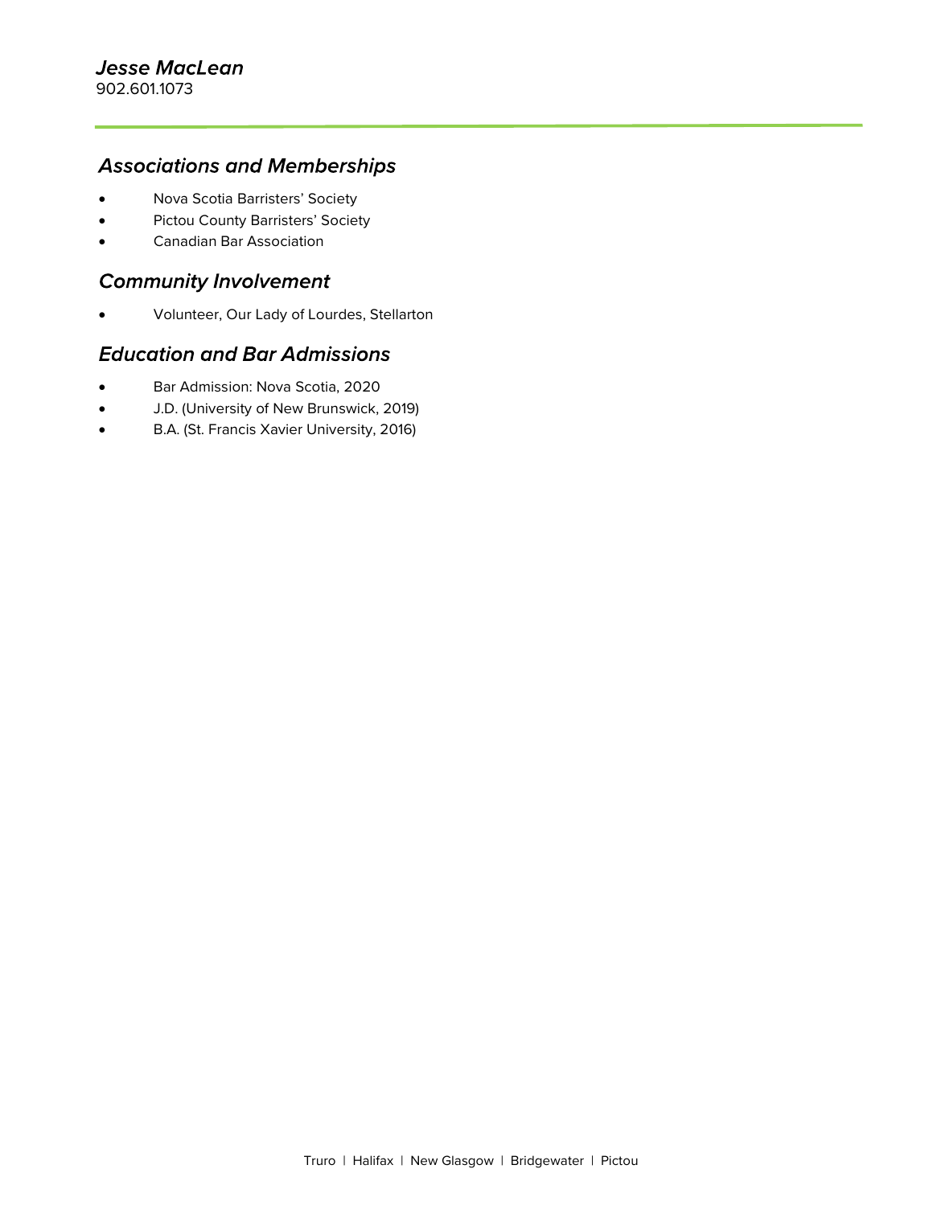***Jesse MacLean***
902.601.1073

## *Associations and Memberships*

- Nova Scotia Barristers' Society
- Pictou County Barristers' Society
- Canadian Bar Association

## *Community Involvement*

- Volunteer, Our Lady of Lourdes, Stellarton

## *Education and Bar Admissions*

- Bar Admission: Nova Scotia, 2020
- J.D. (University of New Brunswick, 2019)
- B.A. (St. Francis Xavier University, 2016)